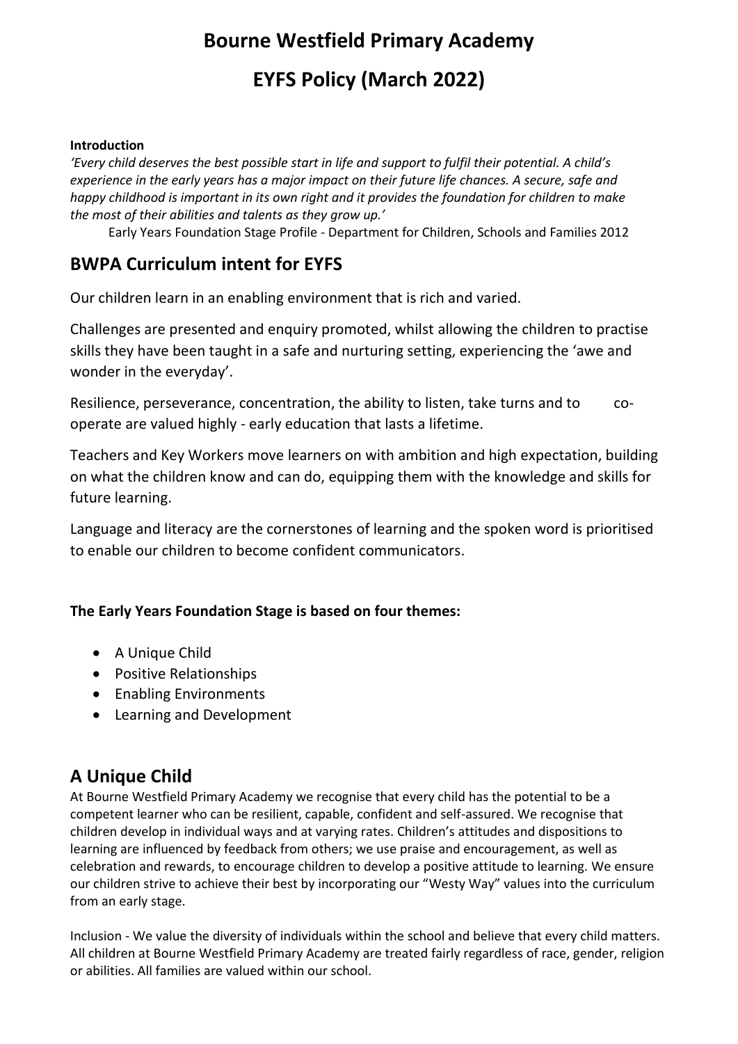# Bourne Westfield Primary Academy

# EYFS Policy (March 2022)

**Introduction**

*'Every child deserves the best possible start in life and support to fulfil their potential. A child's experience in the early years has a major impact on their future life chances. A secure, safe and happy childhood is important in its own right and it provides the foundation for children to make the most of their abilities and talents as they grow up.'*

Early Years Foundation Stage Profile - Department for Children, Schools and Families 2012

## BWPA Curriculum intent for EYFS

Our children learn in an enabling environment that is rich and varied.

Challenges are presented and enquiry promoted, whilst allowing the children to practise skills they have been taught in a safe and nurturing setting, experiencing the 'awe and wonder in the everyday'.

Resilience, perseverance, concentration, the ability to listen, take turns and to co-operate are valued highly - early education that lasts a lifetime.

Teachers and Key Workers move learners on with ambition and high expectation, building on what the children know and can do, equipping them with the knowledge and skills for future learning.

Language and literacy are the cornerstones of learning and the spoken word is prioritised to enable our children to become confident communicators.

**The Early Years Foundation Stage is based on four themes:**

- A Unique Child
- Positive Relationships
- Enabling Environments
- Learning and Development

## A Unique Child

At Bourne Westfield Primary Academy we recognise that every child has the potential to be a competent learner who can be resilient, capable, confident and self-assured. We recognise that children develop in individual ways and at varying rates. Children's attitudes and dispositions to learning are influenced by feedback from others; we use praise and encouragement, as well as celebration and rewards, to encourage children to develop a positive attitude to learning. We ensure our children strive to achieve their best by incorporating our "Westy Way" values into the curriculum from an early stage.

Inclusion - We value the diversity of individuals within the school and believe that every child matters. All children at Bourne Westfield Primary Academy are treated fairly regardless of race, gender, religion or abilities. All families are valued within our school.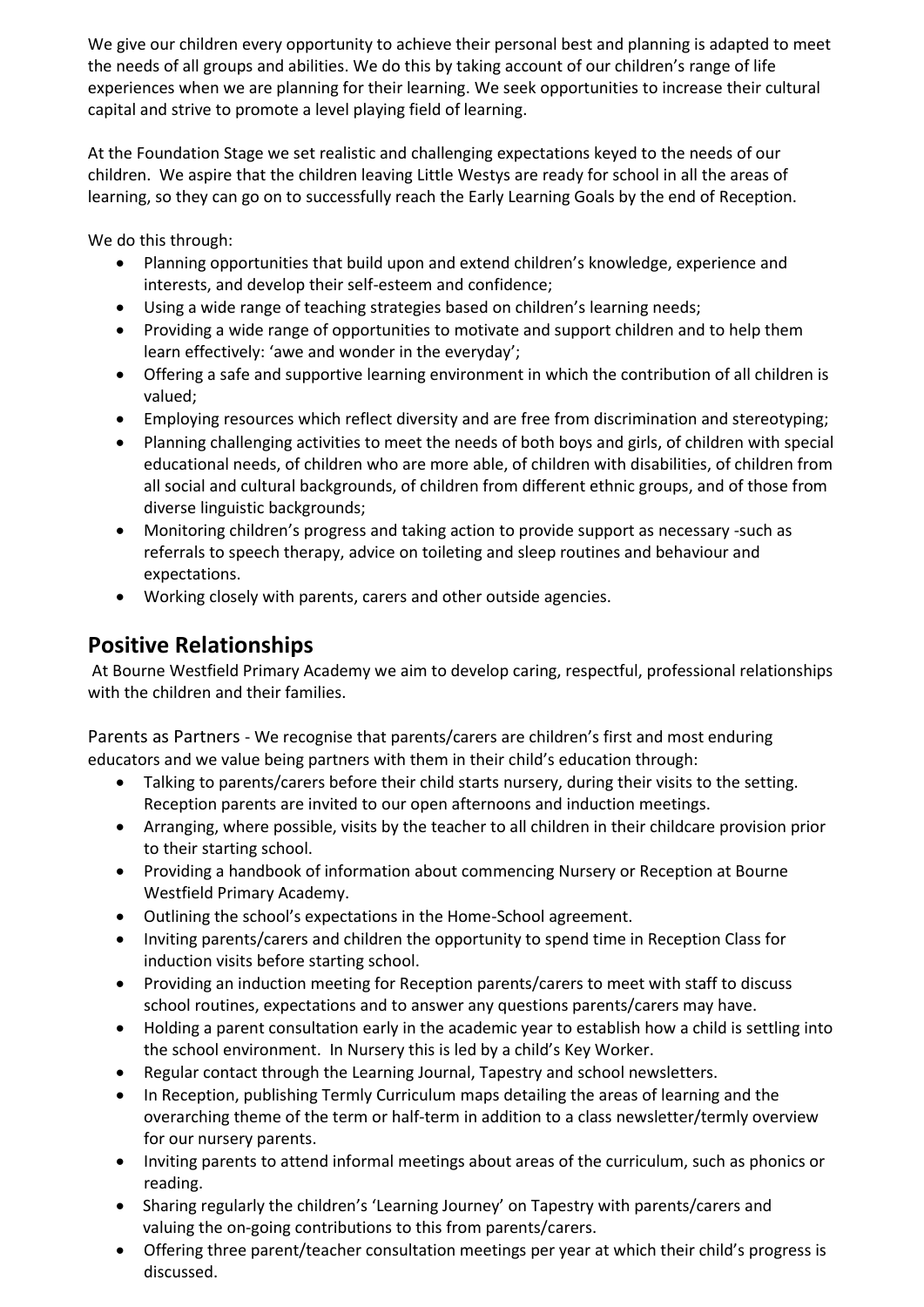We give our children every opportunity to achieve their personal best and planning is adapted to meet the needs of all groups and abilities. We do this by taking account of our children's range of life experiences when we are planning for their learning. We seek opportunities to increase their cultural capital and strive to promote a level playing field of learning.

At the Foundation Stage we set realistic and challenging expectations keyed to the needs of our children. We aspire that the children leaving Little Westys are ready for school in all the areas of learning, so they can go on to successfully reach the Early Learning Goals by the end of Reception.

We do this through:

- Planning opportunities that build upon and extend children's knowledge, experience and interests, and develop their self-esteem and confidence;
- Using a wide range of teaching strategies based on children's learning needs;
- Providing a wide range of opportunities to motivate and support children and to help them learn effectively: 'awe and wonder in the everyday';
- Offering a safe and supportive learning environment in which the contribution of all children is valued;
- Employing resources which reflect diversity and are free from discrimination and stereotyping;
- Planning challenging activities to meet the needs of both boys and girls, of children with special educational needs, of children who are more able, of children with disabilities, of children from all social and cultural backgrounds, of children from different ethnic groups, and of those from diverse linguistic backgrounds;
- Monitoring children's progress and taking action to provide support as necessary -such as referrals to speech therapy, advice on toileting and sleep routines and behaviour and expectations.
- Working closely with parents, carers and other outside agencies.

## Positive Relationships

At Bourne Westfield Primary Academy we aim to develop caring, respectful, professional relationships with the children and their families.

Parents as Partners - We recognise that parents/carers are children's first and most enduring educators and we value being partners with them in their child's education through:

- Talking to parents/carers before their child starts nursery, during their visits to the setting. Reception parents are invited to our open afternoons and induction meetings.
- Arranging, where possible, visits by the teacher to all children in their childcare provision prior to their starting school.
- Providing a handbook of information about commencing Nursery or Reception at Bourne Westfield Primary Academy.
- Outlining the school's expectations in the Home-School agreement.
- Inviting parents/carers and children the opportunity to spend time in Reception Class for induction visits before starting school.
- Providing an induction meeting for Reception parents/carers to meet with staff to discuss school routines, expectations and to answer any questions parents/carers may have.
- Holding a parent consultation early in the academic year to establish how a child is settling into the school environment. In Nursery this is led by a child's Key Worker.
- Regular contact through the Learning Journal, Tapestry and school newsletters.
- In Reception, publishing Termly Curriculum maps detailing the areas of learning and the overarching theme of the term or half-term in addition to a class newsletter/termly overview for our nursery parents.
- Inviting parents to attend informal meetings about areas of the curriculum, such as phonics or reading.
- Sharing regularly the children's 'Learning Journey' on Tapestry with parents/carers and valuing the on-going contributions to this from parents/carers.
- Offering three parent/teacher consultation meetings per year at which their child's progress is discussed.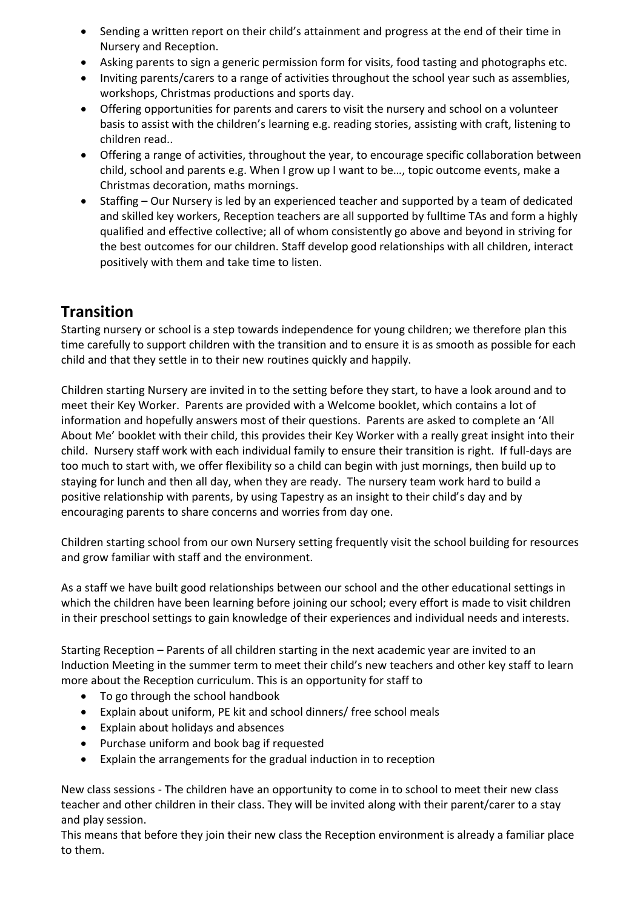- Sending a written report on their child's attainment and progress at the end of their time in Nursery and Reception.
- Asking parents to sign a generic permission form for visits, food tasting and photographs etc.
- Inviting parents/carers to a range of activities throughout the school year such as assemblies, workshops, Christmas productions and sports day.
- Offering opportunities for parents and carers to visit the nursery and school on a volunteer basis to assist with the children's learning e.g. reading stories, assisting with craft, listening to children read..
- Offering a range of activities, throughout the year, to encourage specific collaboration between child, school and parents e.g. When I grow up I want to be…, topic outcome events, make a Christmas decoration, maths mornings.
- Staffing – Our Nursery is led by an experienced teacher and supported by a team of dedicated and skilled key workers, Reception teachers are all supported by fulltime TAs and form a highly qualified and effective collective; all of whom consistently go above and beyond in striving for the best outcomes for our children. Staff develop good relationships with all children, interact positively with them and take time to listen.

## Transition

Starting nursery or school is a step towards independence for young children; we therefore plan this time carefully to support children with the transition and to ensure it is as smooth as possible for each child and that they settle in to their new routines quickly and happily.

Children starting Nursery are invited in to the setting before they start, to have a look around and to meet their Key Worker. Parents are provided with a Welcome booklet, which contains a lot of information and hopefully answers most of their questions. Parents are asked to complete an 'All About Me' booklet with their child, this provides their Key Worker with a really great insight into their child. Nursery staff work with each individual family to ensure their transition is right. If full-days are too much to start with, we offer flexibility so a child can begin with just mornings, then build up to staying for lunch and then all day, when they are ready. The nursery team work hard to build a positive relationship with parents, by using Tapestry as an insight to their child's day and by encouraging parents to share concerns and worries from day one.

Children starting school from our own Nursery setting frequently visit the school building for resources and grow familiar with staff and the environment.

As a staff we have built good relationships between our school and the other educational settings in which the children have been learning before joining our school; every effort is made to visit children in their preschool settings to gain knowledge of their experiences and individual needs and interests.

Starting Reception – Parents of all children starting in the next academic year are invited to an Induction Meeting in the summer term to meet their child's new teachers and other key staff to learn more about the Reception curriculum. This is an opportunity for staff to

- To go through the school handbook
- Explain about uniform, PE kit and school dinners/ free school meals
- Explain about holidays and absences
- Purchase uniform and book bag if requested
- Explain the arrangements for the gradual induction in to reception

New class sessions - The children have an opportunity to come in to school to meet their new class teacher and other children in their class. They will be invited along with their parent/carer to a stay and play session.
This means that before they join their new class the Reception environment is already a familiar place to them.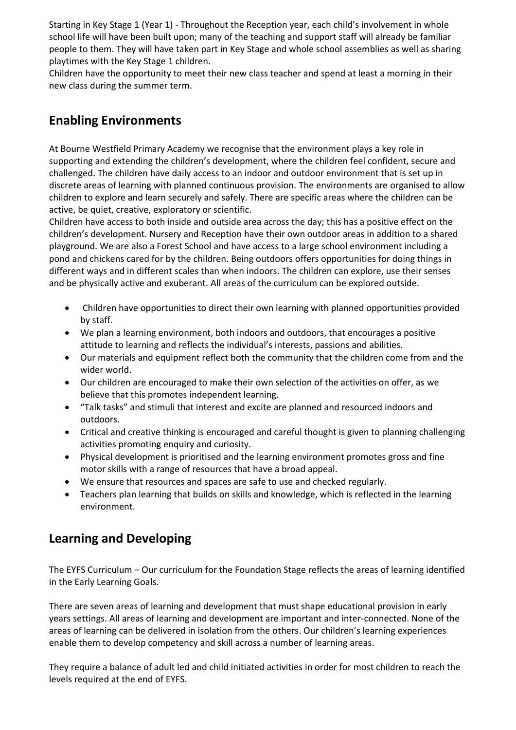Starting in Key Stage 1 (Year 1) - Throughout the Reception year, each child's involvement in whole school life will have been built upon; many of the teaching and support staff will already be familiar people to them. They will have taken part in Key Stage and whole school assemblies as well as sharing playtimes with the Key Stage 1 children.

Children have the opportunity to meet their new class teacher and spend at least a morning in their new class during the summer term.

## Enabling Environments

At Bourne Westfield Primary Academy we recognise that the environment plays a key role in supporting and extending the children's development, where the children feel confident, secure and challenged. The children have daily access to an indoor and outdoor environment that is set up in discrete areas of learning with planned continuous provision. The environments are organised to allow children to explore and learn securely and safely. There are specific areas where the children can be active, be quiet, creative, exploratory or scientific.

Children have access to both inside and outside area across the day; this has a positive effect on the children's development. Nursery and Reception have their own outdoor areas in addition to a shared playground. We are also a Forest School and have access to a large school environment including a pond and chickens cared for by the children. Being outdoors offers opportunities for doing things in different ways and in different scales than when indoors. The children can explore, use their senses and be physically active and exuberant. All areas of the curriculum can be explored outside.

- Children have opportunities to direct their own learning with planned opportunities provided by staff.
- We plan a learning environment, both indoors and outdoors, that encourages a positive attitude to learning and reflects the individual's interests, passions and abilities.
- Our materials and equipment reflect both the community that the children come from and the wider world.
- Our children are encouraged to make their own selection of the activities on offer, as we believe that this promotes independent learning.
- "Talk tasks" and stimuli that interest and excite are planned and resourced indoors and outdoors.
- Critical and creative thinking is encouraged and careful thought is given to planning challenging activities promoting enquiry and curiosity.
- Physical development is prioritised and the learning environment promotes gross and fine motor skills with a range of resources that have a broad appeal.
- We ensure that resources and spaces are safe to use and checked regularly.
- Teachers plan learning that builds on skills and knowledge, which is reflected in the learning environment.

## Learning and Developing

The EYFS Curriculum – Our curriculum for the Foundation Stage reflects the areas of learning identified in the Early Learning Goals.

There are seven areas of learning and development that must shape educational provision in early years settings. All areas of learning and development are important and inter-connected. None of the areas of learning can be delivered in isolation from the others. Our children's learning experiences enable them to develop competency and skill across a number of learning areas.

They require a balance of adult led and child initiated activities in order for most children to reach the levels required at the end of EYFS.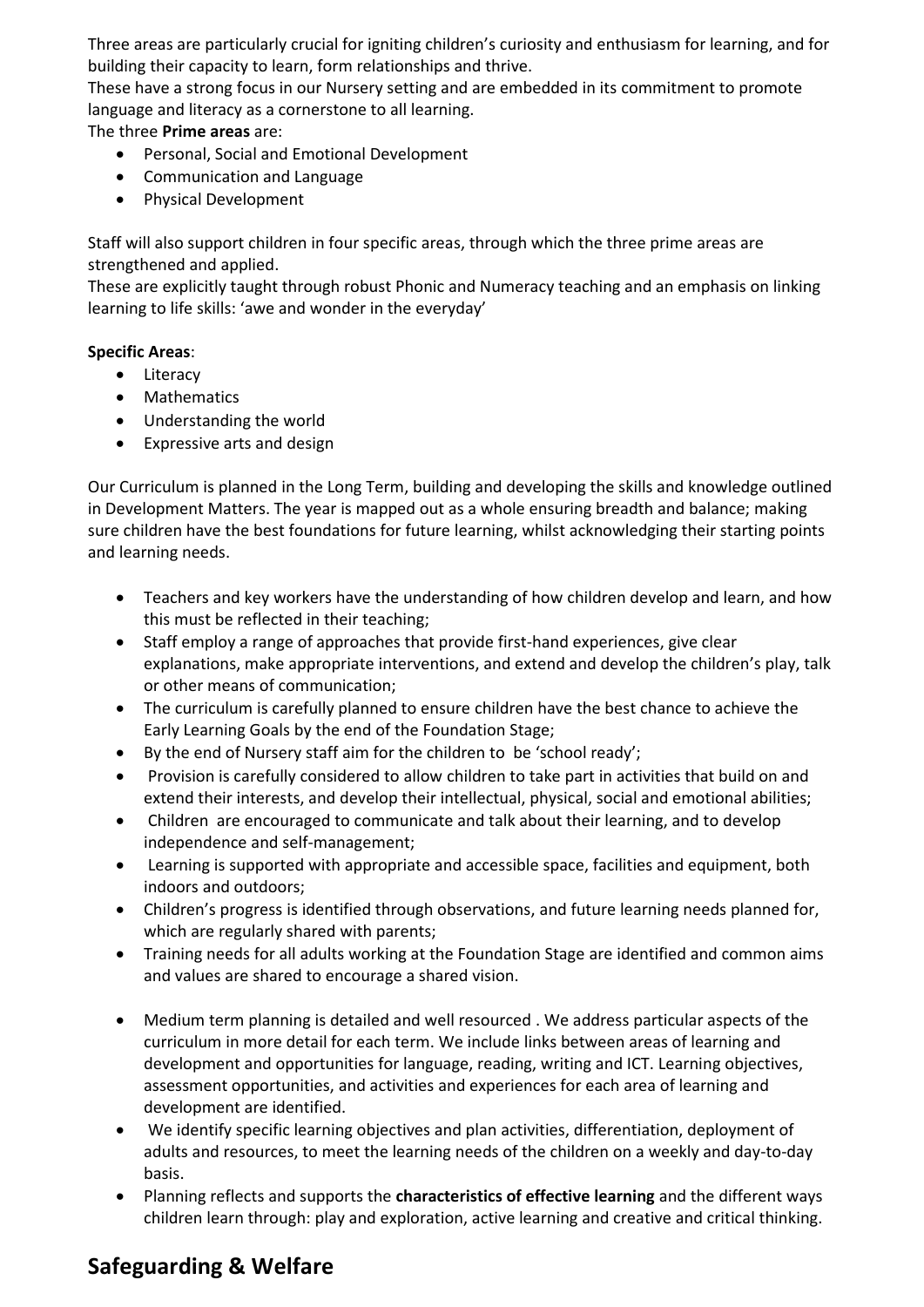Three areas are particularly crucial for igniting children's curiosity and enthusiasm for learning, and for building their capacity to learn, form relationships and thrive.
These have a strong focus in our Nursery setting and are embedded in its commitment to promote language and literacy as a cornerstone to all learning.
The three **Prime areas** are:

- Personal, Social and Emotional Development
- Communication and Language
- Physical Development

Staff will also support children in four specific areas, through which the three prime areas are strengthened and applied.
These are explicitly taught through robust Phonic and Numeracy teaching and an emphasis on linking learning to life skills: 'awe and wonder in the everyday'

**Specific Areas**:

- Literacy
- Mathematics
- Understanding the world
- Expressive arts and design

Our Curriculum is planned in the Long Term, building and developing the skills and knowledge outlined in Development Matters. The year is mapped out as a whole ensuring breadth and balance; making sure children have the best foundations for future learning, whilst acknowledging their starting points and learning needs.

- Teachers and key workers have the understanding of how children develop and learn, and how this must be reflected in their teaching;
- Staff employ a range of approaches that provide first-hand experiences, give clear explanations, make appropriate interventions, and extend and develop the children's play, talk or other means of communication;
- The curriculum is carefully planned to ensure children have the best chance to achieve the Early Learning Goals by the end of the Foundation Stage;
- By the end of Nursery staff aim for the children to be 'school ready';
- Provision is carefully considered to allow children to take part in activities that build on and extend their interests, and develop their intellectual, physical, social and emotional abilities;
- Children are encouraged to communicate and talk about their learning, and to develop independence and self-management;
- Learning is supported with appropriate and accessible space, facilities and equipment, both indoors and outdoors;
- Children's progress is identified through observations, and future learning needs planned for, which are regularly shared with parents;
- Training needs for all adults working at the Foundation Stage are identified and common aims and values are shared to encourage a shared vision.

- Medium term planning is detailed and well resourced . We address particular aspects of the curriculum in more detail for each term. We include links between areas of learning and development and opportunities for language, reading, writing and ICT. Learning objectives, assessment opportunities, and activities and experiences for each area of learning and development are identified.
- We identify specific learning objectives and plan activities, differentiation, deployment of adults and resources, to meet the learning needs of the children on a weekly and day-to-day basis.
- Planning reflects and supports the **characteristics of effective learning** and the different ways children learn through: play and exploration, active learning and creative and critical thinking.

## Safeguarding & Welfare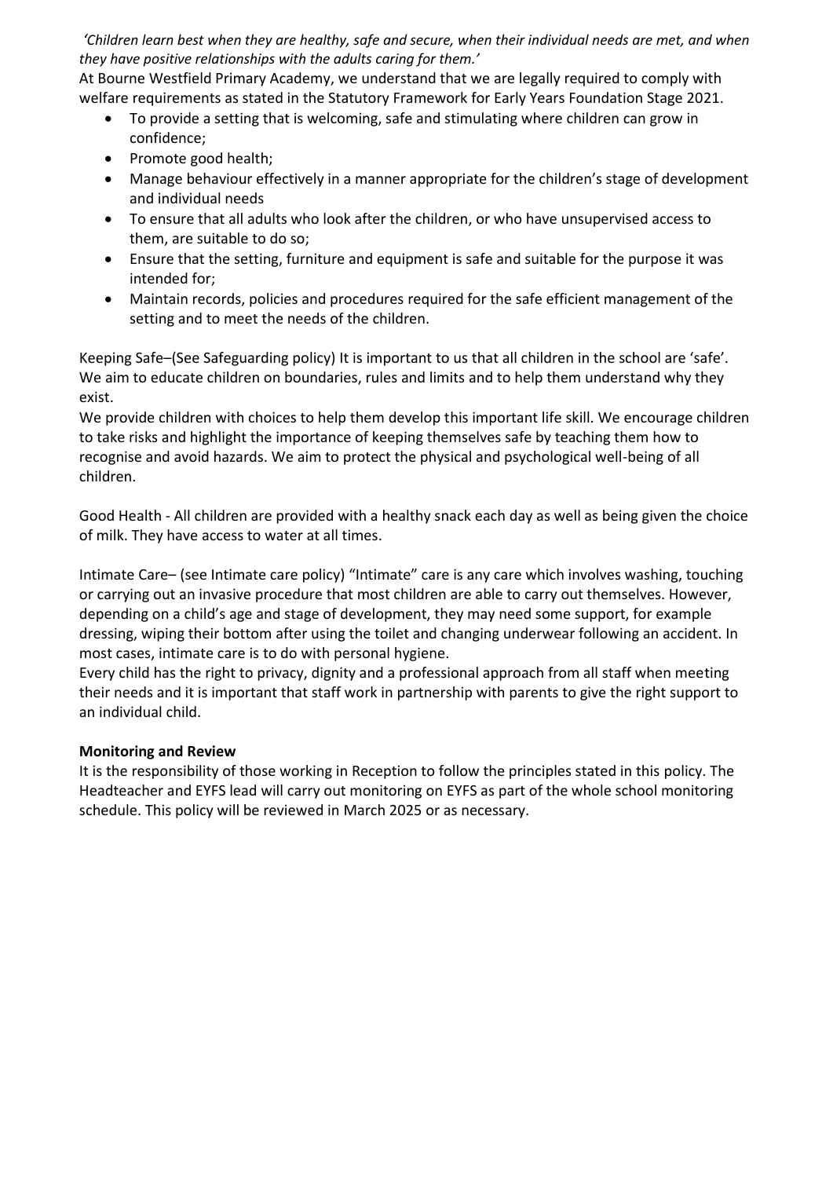*'Children learn best when they are healthy, safe and secure, when their individual needs are met, and when they have positive relationships with the adults caring for them.'*

At Bourne Westfield Primary Academy, we understand that we are legally required to comply with welfare requirements as stated in the Statutory Framework for Early Years Foundation Stage 2021.

- To provide a setting that is welcoming, safe and stimulating where children can grow in confidence;
- Promote good health;
- Manage behaviour effectively in a manner appropriate for the children's stage of development and individual needs
- To ensure that all adults who look after the children, or who have unsupervised access to them, are suitable to do so;
- Ensure that the setting, furniture and equipment is safe and suitable for the purpose it was intended for;
- Maintain records, policies and procedures required for the safe efficient management of the setting and to meet the needs of the children.

Keeping Safe–(See Safeguarding policy) It is important to us that all children in the school are 'safe'. We aim to educate children on boundaries, rules and limits and to help them understand why they exist.

We provide children with choices to help them develop this important life skill. We encourage children to take risks and highlight the importance of keeping themselves safe by teaching them how to recognise and avoid hazards. We aim to protect the physical and psychological well-being of all children.

Good Health - All children are provided with a healthy snack each day as well as being given the choice of milk. They have access to water at all times.

Intimate Care– (see Intimate care policy) "Intimate" care is any care which involves washing, touching or carrying out an invasive procedure that most children are able to carry out themselves. However, depending on a child's age and stage of development, they may need some support, for example dressing, wiping their bottom after using the toilet and changing underwear following an accident. In most cases, intimate care is to do with personal hygiene.

Every child has the right to privacy, dignity and a professional approach from all staff when meeting their needs and it is important that staff work in partnership with parents to give the right support to an individual child.

**Monitoring and Review**

It is the responsibility of those working in Reception to follow the principles stated in this policy. The Headteacher and EYFS lead will carry out monitoring on EYFS as part of the whole school monitoring schedule. This policy will be reviewed in March 2025 or as necessary.